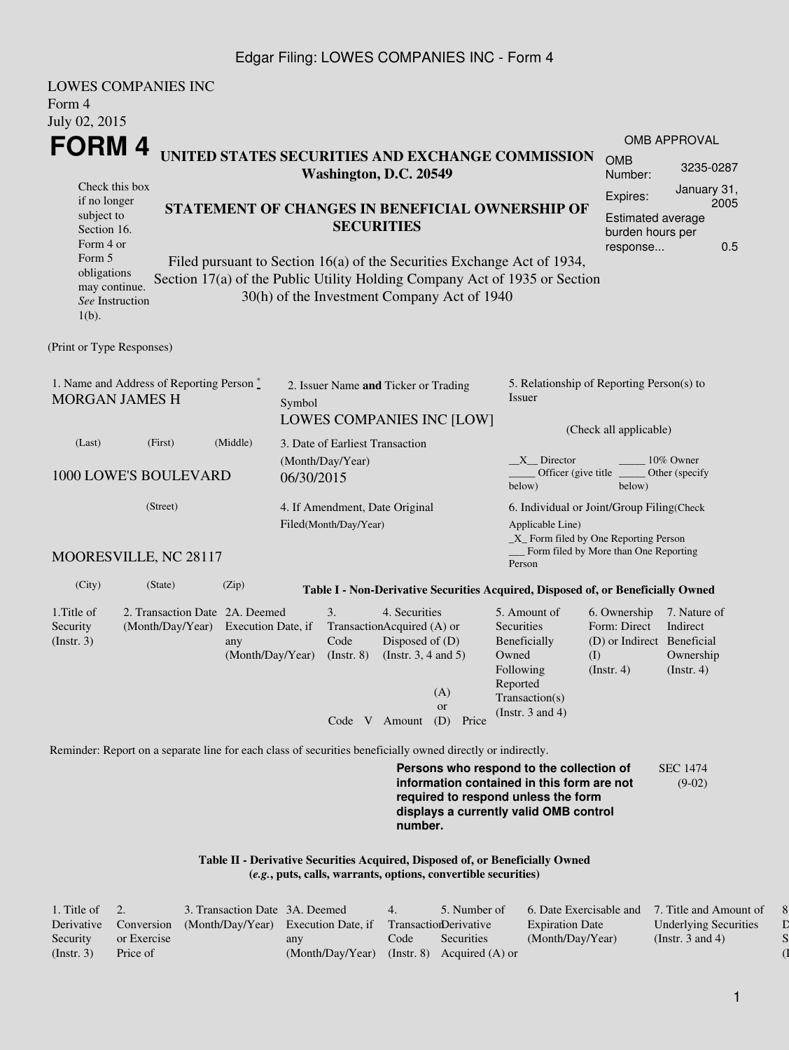LOWES COMPANIES INC
Form 4
July 02, 2015

# FORM 4

**UNITED STATES SECURITIES AND EXCHANGE COMMISSION**
**Washington, D.C. 20549**

OMB APPROVAL

| | |
|---|---|
| OMB Number: | 3235-0287 |
| Expires: | January 31, 2005 |
| Estimated average burden hours per response... | 0.5 |

Check this box if no longer subject to Section 16. Form 4 or Form 5 obligations may continue. *See* Instruction 1(b).

**STATEMENT OF CHANGES IN BENEFICIAL OWNERSHIP OF SECURITIES**

Filed pursuant to Section 16(a) of the Securities Exchange Act of 1934, Section 17(a) of the Public Utility Holding Company Act of 1935 or Section 30(h) of the Investment Company Act of 1940

(Print or Type Responses)

1. Name and Address of Reporting Person *
MORGAN JAMES H

(Last) (First) (Middle)

1000 LOWE'S BOULEVARD

(Street)

MOORESVILLE, NC 28117

(City) (State) (Zip)

2. Issuer Name **and** Ticker or Trading Symbol
LOWES COMPANIES INC [LOW]

3. Date of Earliest Transaction (Month/Day/Year)
06/30/2015

4. If Amendment, Date Original Filed(Month/Day/Year)

5. Relationship of Reporting Person(s) to Issuer

(Check all applicable)

__X__ Director _____ 10% Owner
_____ Officer (give title below) _____ Other (specify below)

6. Individual or Joint/Group Filing(Check Applicable Line)
_X_ Form filed by One Reporting Person
___ Form filed by More than One Reporting Person

**Table I - Non-Derivative Securities Acquired, Disposed of, or Beneficially Owned**

| 1.Title of Security (Instr. 3) | 2. Transaction Date (Month/Day/Year) | 2A. Deemed Execution Date, if any (Month/Day/Year) | 3. Transaction Code (Instr. 8) | | 4. Securities Acquired (A) or Disposed of (D) (Instr. 3, 4 and 5) | | | 5. Amount of Securities Beneficially Owned Following Reported Transaction(s) (Instr. 3 and 4) | 6. Ownership Form: Direct (D) or Indirect (I) (Instr. 4) | 7. Nature of Indirect Beneficial Ownership (Instr. 4) |
|---|---|---|---|---|---|---|---|---|---|---|
| | | | Code | V | Amount | (A) or (D) | Price | | | |

Reminder: Report on a separate line for each class of securities beneficially owned directly or indirectly.

**Persons who respond to the collection of information contained in this form are not required to respond unless the form displays a currently valid OMB control number.**

SEC 1474 (9-02)

**Table II - Derivative Securities Acquired, Disposed of, or Beneficially Owned**
**(*e.g.*, puts, calls, warrants, options, convertible securities)**

| 1. Title of Derivative Security (Instr. 3) | 2. Conversion or Exercise Price of | 3. Transaction Date (Month/Day/Year) | 3A. Deemed Execution Date, if any (Month/Day/Year) | 4. Transaction Code (Instr. 8) | 5. Number of Derivative Securities Acquired (A) or | 6. Date Exercisable and Expiration Date (Month/Day/Year) | 7. Title and Amount of Underlying Securities (Instr. 3 and 4) | 8 D S (I |
|---|---|---|---|---|---|---|---|---|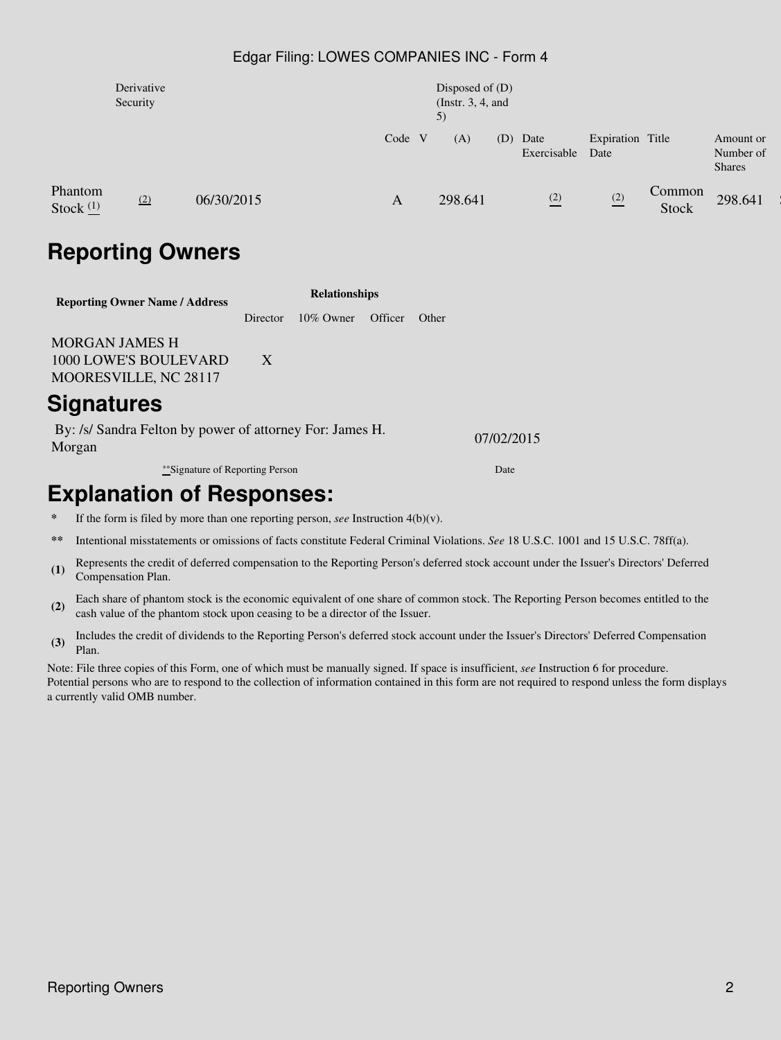| Derivative Security | | | | | Disposed of (D) (Instr. 3, 4, and 5) | | | | | |
|---|---|---|---|---|---|---|---|---|---|---|
| | | | Code | V | (A) | (D) | Date Exercisable | Expiration Date | Title | Amount or Number of Shares |
| Phantom Stock (1) | (2) | 06/30/2015 | A | | 298.641 | | (2) | (2) | Common Stock | 298.641 |

# Reporting Owners

| Reporting Owner Name / Address | Relationships | | | |
|---|---|---|---|---|
| | Director | 10% Owner | Officer | Other |
| MORGAN JAMES H<br>1000 LOWE'S BOULEVARD<br>MOORESVILLE, NC 28117 | X | | | |

# Signatures

| | |
|---|---|
| By: /s/ Sandra Felton by power of attorney For: James H. Morgan | 07/02/2015 |
| **Signature of Reporting Person | Date |

# Explanation of Responses:

* If the form is filed by more than one reporting person, *see* Instruction 4(b)(v).

** Intentional misstatements or omissions of facts constitute Federal Criminal Violations. *See* 18 U.S.C. 1001 and 15 U.S.C. 78ff(a).

**(1)** Represents the credit of deferred compensation to the Reporting Person's deferred stock account under the Issuer's Directors' Deferred Compensation Plan.

**(2)** Each share of phantom stock is the economic equivalent of one share of common stock. The Reporting Person becomes entitled to the cash value of the phantom stock upon ceasing to be a director of the Issuer.

**(3)** Includes the credit of dividends to the Reporting Person's deferred stock account under the Issuer's Directors' Deferred Compensation Plan.

Note: File three copies of this Form, one of which must be manually signed. If space is insufficient, *see* Instruction 6 for procedure.
Potential persons who are to respond to the collection of information contained in this form are not required to respond unless the form displays a currently valid OMB number.